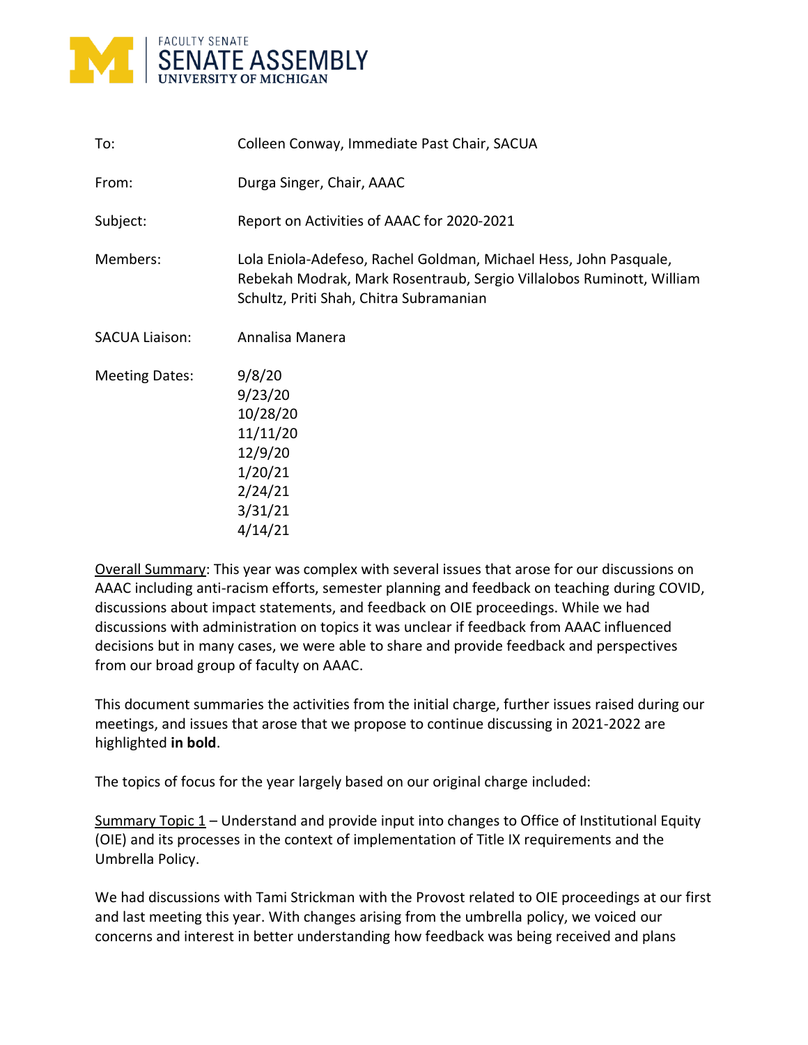FACULTY SENATE
SENATE ASSEMBLY
UNIVERSITY OF MICHIGAN

| | |
|---|---|
| To: | Colleen Conway, Immediate Past Chair, SACUA |
| From: | Durga Singer, Chair, AAAC |
| Subject: | Report on Activities of AAAC for 2020-2021 |
| Members: | Lola Eniola-Adefeso, Rachel Goldman, Michael Hess, John Pasquale, Rebekah Modrak, Mark Rosentraub, Sergio Villalobos Ruminott, William Schultz, Priti Shah, Chitra Subramanian |
| SACUA Liaison: | Annalisa Manera |
| Meeting Dates: | 9/8/20<br>9/23/20<br>10/28/20<br>11/11/20<br>12/9/20<br>1/20/21<br>2/24/21<br>3/31/21<br>4/14/21 |

<u>Overall Summary</u>: This year was complex with several issues that arose for our discussions on AAAC including anti-racism efforts, semester planning and feedback on teaching during COVID, discussions about impact statements, and feedback on OIE proceedings. While we had discussions with administration on topics it was unclear if feedback from AAAC influenced decisions but in many cases, we were able to share and provide feedback and perspectives from our broad group of faculty on AAAC.

This document summaries the activities from the initial charge, further issues raised during our meetings, and issues that arose that we propose to continue discussing in 2021-2022 are highlighted **in bold**.

The topics of focus for the year largely based on our original charge included:

<u>Summary Topic 1</u> – Understand and provide input into changes to Office of Institutional Equity (OIE) and its processes in the context of implementation of Title IX requirements and the Umbrella Policy.

We had discussions with Tami Strickman with the Provost related to OIE proceedings at our first and last meeting this year. With changes arising from the umbrella policy, we voiced our concerns and interest in better understanding how feedback was being received and plans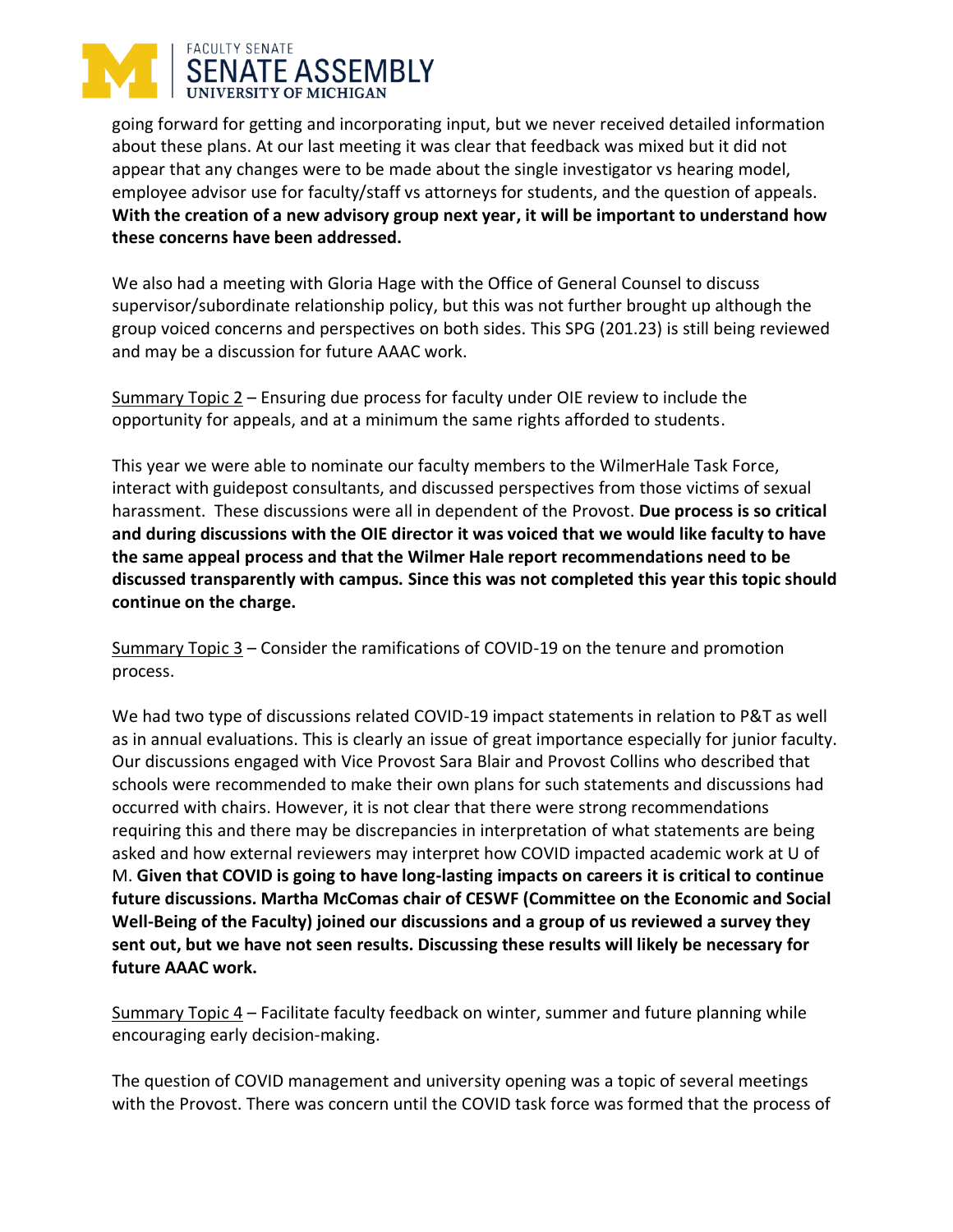going forward for getting and incorporating input, but we never received detailed information about these plans. At our last meeting it was clear that feedback was mixed but it did not appear that any changes were to be made about the single investigator vs hearing model, employee advisor use for faculty/staff vs attorneys for students, and the question of appeals. **With the creation of a new advisory group next year, it will be important to understand how these concerns have been addressed.**

We also had a meeting with Gloria Hage with the Office of General Counsel to discuss supervisor/subordinate relationship policy, but this was not further brought up although the group voiced concerns and perspectives on both sides. This SPG (201.23) is still being reviewed and may be a discussion for future AAAC work.

<u>Summary Topic 2</u> – Ensuring due process for faculty under OIE review to include the opportunity for appeals, and at a minimum the same rights afforded to students.

This year we were able to nominate our faculty members to the WilmerHale Task Force, interact with guidepost consultants, and discussed perspectives from those victims of sexual harassment. These discussions were all in dependent of the Provost. **Due process is so critical and during discussions with the OIE director it was voiced that we would like faculty to have the same appeal process and that the Wilmer Hale report recommendations need to be discussed transparently with campus. Since this was not completed this year this topic should continue on the charge.**

<u>Summary Topic 3</u> – Consider the ramifications of COVID-19 on the tenure and promotion process.

We had two type of discussions related COVID-19 impact statements in relation to P&T as well as in annual evaluations. This is clearly an issue of great importance especially for junior faculty. Our discussions engaged with Vice Provost Sara Blair and Provost Collins who described that schools were recommended to make their own plans for such statements and discussions had occurred with chairs. However, it is not clear that there were strong recommendations requiring this and there may be discrepancies in interpretation of what statements are being asked and how external reviewers may interpret how COVID impacted academic work at U of M. **Given that COVID is going to have long-lasting impacts on careers it is critical to continue future discussions. Martha McComas chair of CESWF (Committee on the Economic and Social Well-Being of the Faculty) joined our discussions and a group of us reviewed a survey they sent out, but we have not seen results. Discussing these results will likely be necessary for future AAAC work.**

<u>Summary Topic 4</u> – Facilitate faculty feedback on winter, summer and future planning while encouraging early decision-making.

The question of COVID management and university opening was a topic of several meetings with the Provost. There was concern until the COVID task force was formed that the process of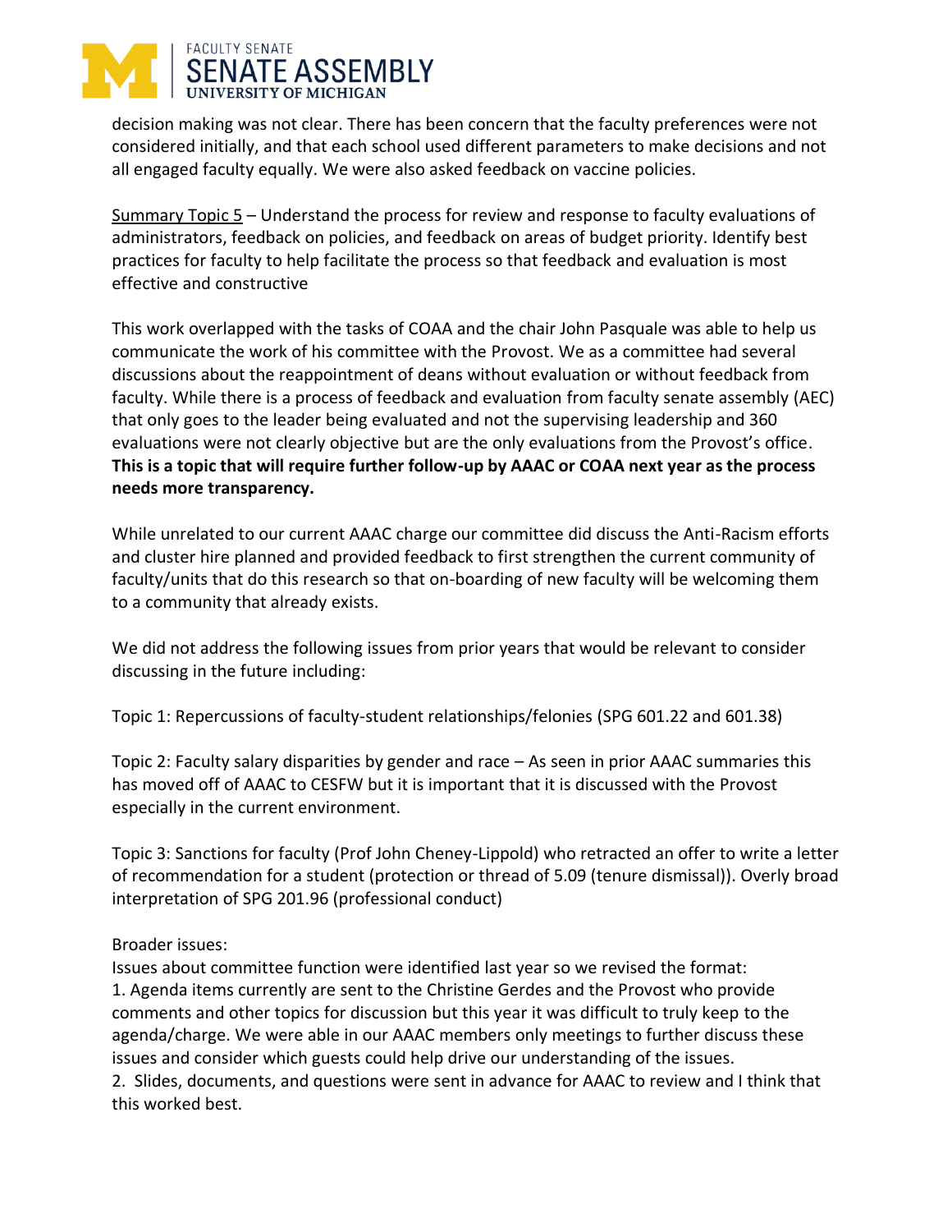decision making was not clear. There has been concern that the faculty preferences were not considered initially, and that each school used different parameters to make decisions and not all engaged faculty equally. We were also asked feedback on vaccine policies.

<u>Summary Topic 5</u> – Understand the process for review and response to faculty evaluations of administrators, feedback on policies, and feedback on areas of budget priority. Identify best practices for faculty to help facilitate the process so that feedback and evaluation is most effective and constructive

This work overlapped with the tasks of COAA and the chair John Pasquale was able to help us communicate the work of his committee with the Provost. We as a committee had several discussions about the reappointment of deans without evaluation or without feedback from faculty. While there is a process of feedback and evaluation from faculty senate assembly (AEC) that only goes to the leader being evaluated and not the supervising leadership and 360 evaluations were not clearly objective but are the only evaluations from the Provost's office. **This is a topic that will require further follow-up by AAAC or COAA next year as the process needs more transparency.**

While unrelated to our current AAAC charge our committee did discuss the Anti-Racism efforts and cluster hire planned and provided feedback to first strengthen the current community of faculty/units that do this research so that on-boarding of new faculty will be welcoming them to a community that already exists.

We did not address the following issues from prior years that would be relevant to consider discussing in the future including:

Topic 1: Repercussions of faculty-student relationships/felonies (SPG 601.22 and 601.38)

Topic 2: Faculty salary disparities by gender and race – As seen in prior AAAC summaries this has moved off of AAAC to CESFW but it is important that it is discussed with the Provost especially in the current environment.

Topic 3: Sanctions for faculty (Prof John Cheney-Lippold) who retracted an offer to write a letter of recommendation for a student (protection or thread of 5.09 (tenure dismissal)). Overly broad interpretation of SPG 201.96 (professional conduct)

Broader issues:
Issues about committee function were identified last year so we revised the format:
1. Agenda items currently are sent to the Christine Gerdes and the Provost who provide comments and other topics for discussion but this year it was difficult to truly keep to the agenda/charge. We were able in our AAAC members only meetings to further discuss these issues and consider which guests could help drive our understanding of the issues.
2. Slides, documents, and questions were sent in advance for AAAC to review and I think that this worked best.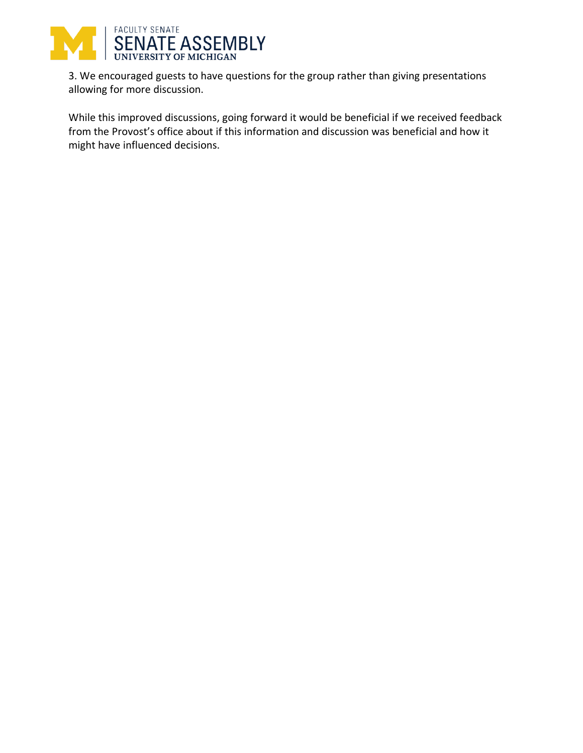3. We encouraged guests to have questions for the group rather than giving presentations allowing for more discussion.

While this improved discussions, going forward it would be beneficial if we received feedback from the Provost's office about if this information and discussion was beneficial and how it might have influenced decisions.